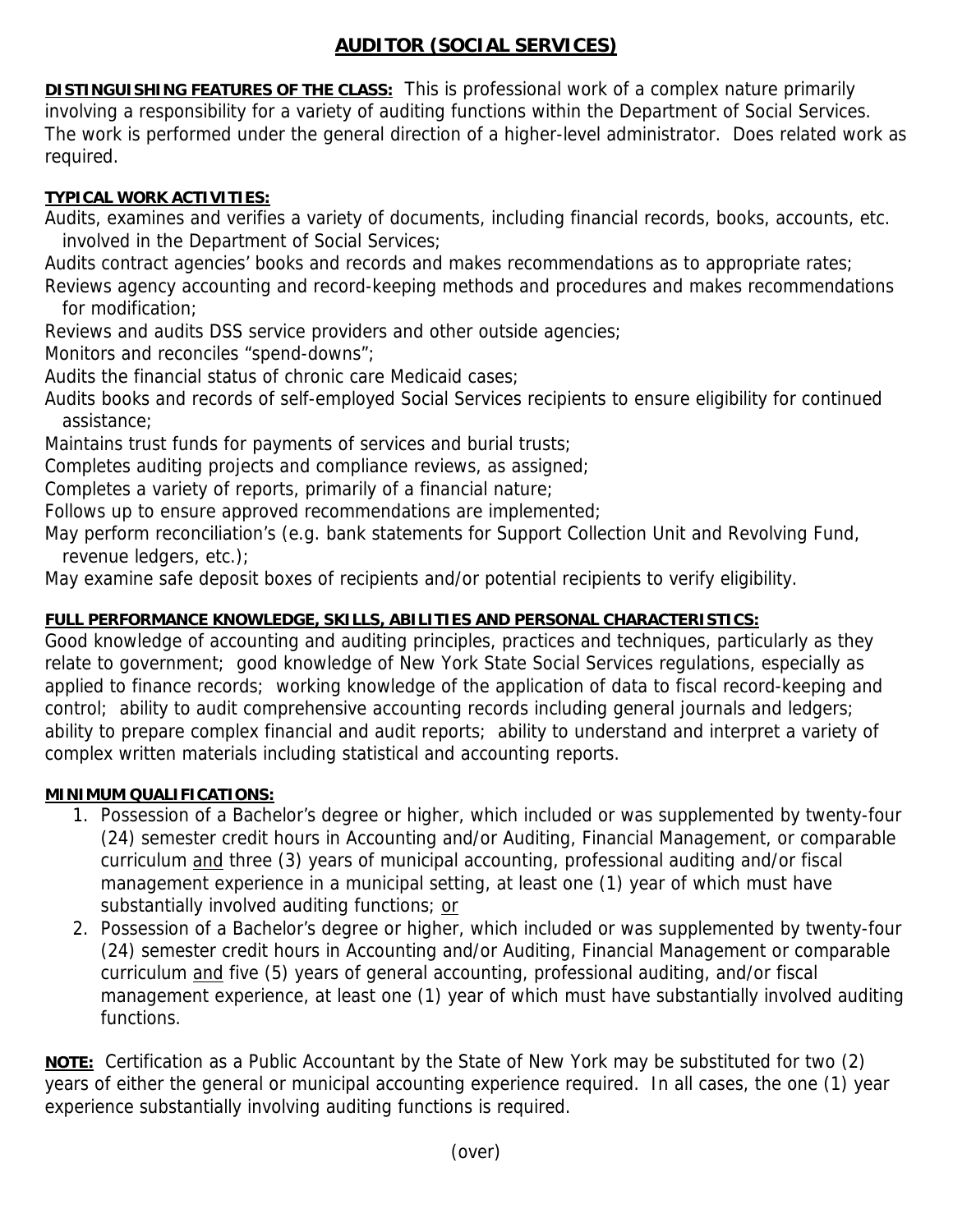# AUDITOR (SOCIAL SERVICES)

**DISTINGUISHING FEATURES OF THE CLASS:** This is professional work of a complex nature primarily involving a responsibility for a variety of auditing functions within the Department of Social Services. The work is performed under the general direction of a higher-level administrator. Does related work as required.

**TYPICAL WORK ACTIVITIES:**

Audits, examines and verifies a variety of documents, including financial records, books, accounts, etc. involved in the Department of Social Services;
Audits contract agencies' books and records and makes recommendations as to appropriate rates;
Reviews agency accounting and record-keeping methods and procedures and makes recommendations for modification;
Reviews and audits DSS service providers and other outside agencies;
Monitors and reconciles "spend-downs";
Audits the financial status of chronic care Medicaid cases;
Audits books and records of self-employed Social Services recipients to ensure eligibility for continued assistance;
Maintains trust funds for payments of services and burial trusts;
Completes auditing projects and compliance reviews, as assigned;
Completes a variety of reports, primarily of a financial nature;
Follows up to ensure approved recommendations are implemented;
May perform reconciliation's (e.g. bank statements for Support Collection Unit and Revolving Fund, revenue ledgers, etc.);
May examine safe deposit boxes of recipients and/or potential recipients to verify eligibility.

**FULL PERFORMANCE KNOWLEDGE, SKILLS, ABILITIES AND PERSONAL CHARACTERISTICS:**
Good knowledge of accounting and auditing principles, practices and techniques, particularly as they relate to government; good knowledge of New York State Social Services regulations, especially as applied to finance records; working knowledge of the application of data to fiscal record-keeping and control; ability to audit comprehensive accounting records including general journals and ledgers; ability to prepare complex financial and audit reports; ability to understand and interpret a variety of complex written materials including statistical and accounting reports.

**MINIMUM QUALIFICATIONS:**

1. Possession of a Bachelor's degree or higher, which included or was supplemented by twenty-four (24) semester credit hours in Accounting and/or Auditing, Financial Management, or comparable curriculum and three (3) years of municipal accounting, professional auditing and/or fiscal management experience in a municipal setting, at least one (1) year of which must have substantially involved auditing functions; or
2. Possession of a Bachelor's degree or higher, which included or was supplemented by twenty-four (24) semester credit hours in Accounting and/or Auditing, Financial Management or comparable curriculum and five (5) years of general accounting, professional auditing, and/or fiscal management experience, at least one (1) year of which must have substantially involved auditing functions.

**NOTE:** Certification as a Public Accountant by the State of New York may be substituted for two (2) years of either the general or municipal accounting experience required. In all cases, the one (1) year experience substantially involving auditing functions is required.

(over)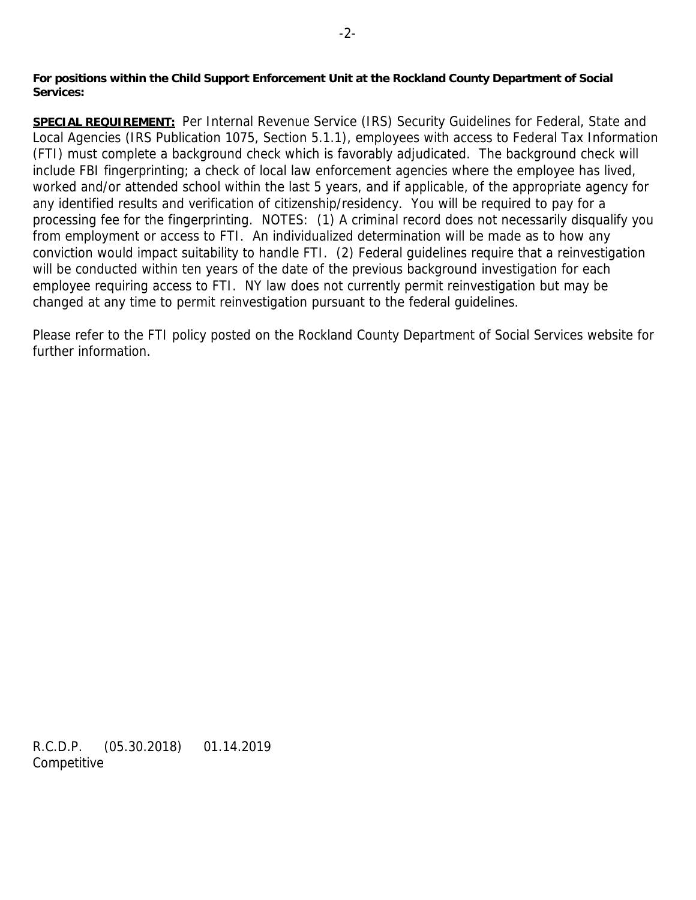**For positions within the Child Support Enforcement Unit at the Rockland County Department of Social Services:**

**SPECIAL REQUIREMENT:** Per Internal Revenue Service (IRS) Security Guidelines for Federal, State and Local Agencies (IRS Publication 1075, Section 5.1.1), employees with access to Federal Tax Information (FTI) must complete a background check which is favorably adjudicated. The background check will include FBI fingerprinting; a check of local law enforcement agencies where the employee has lived, worked and/or attended school within the last 5 years, and if applicable, of the appropriate agency for any identified results and verification of citizenship/residency. You will be required to pay for a processing fee for the fingerprinting. NOTES: (1) A criminal record does not necessarily disqualify you from employment or access to FTI. An individualized determination will be made as to how any conviction would impact suitability to handle FTI. (2) Federal guidelines require that a reinvestigation will be conducted within ten years of the date of the previous background investigation for each employee requiring access to FTI. NY law does not currently permit reinvestigation but may be changed at any time to permit reinvestigation pursuant to the federal guidelines.

Please refer to the FTI policy posted on the Rockland County Department of Social Services website for further information.

R.C.D.P. (05.30.2018) 01.14.2019
Competitive